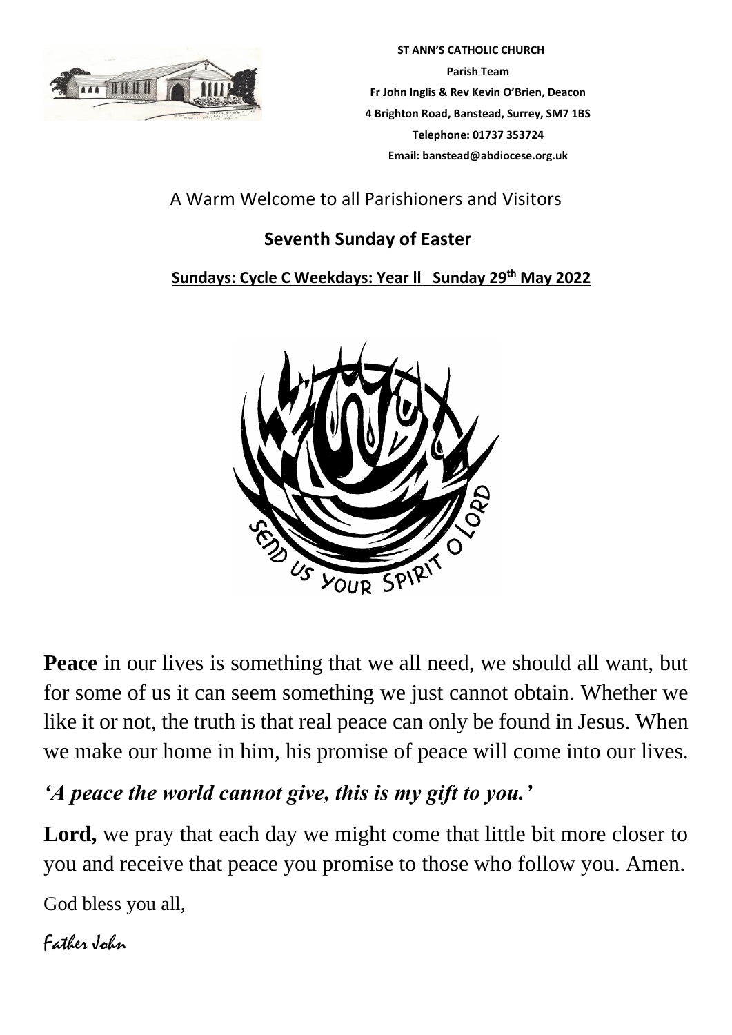**ST ANN'S CATHOLIC CHURCH**

**Parish Team**

**Fr John Inglis & Rev Kevin O'Brien, Deacon**

**4 Brighton Road, Banstead, Surrey, SM7 1BS**

**Telephone: 01737 353724**

**Email: banstead@abdiocese.org.uk**

A Warm Welcome to all Parishioners and Visitors

## Seventh Sunday of Easter

**Sundays: Cycle C Weekdays: Year ll Sunday 29th May 2022**

SEND US YOUR SPIRIT O LORD

**Peace** in our lives is something that we all need, we should all want, but for some of us it can seem something we just cannot obtain. Whether we like it or not, the truth is that real peace can only be found in Jesus. When we make our home in him, his promise of peace will come into our lives.

***'A peace the world cannot give, this is my gift to you.'***

**Lord,** we pray that each day we might come that little bit more closer to you and receive that peace you promise to those who follow you. Amen.

God bless you all,

Father John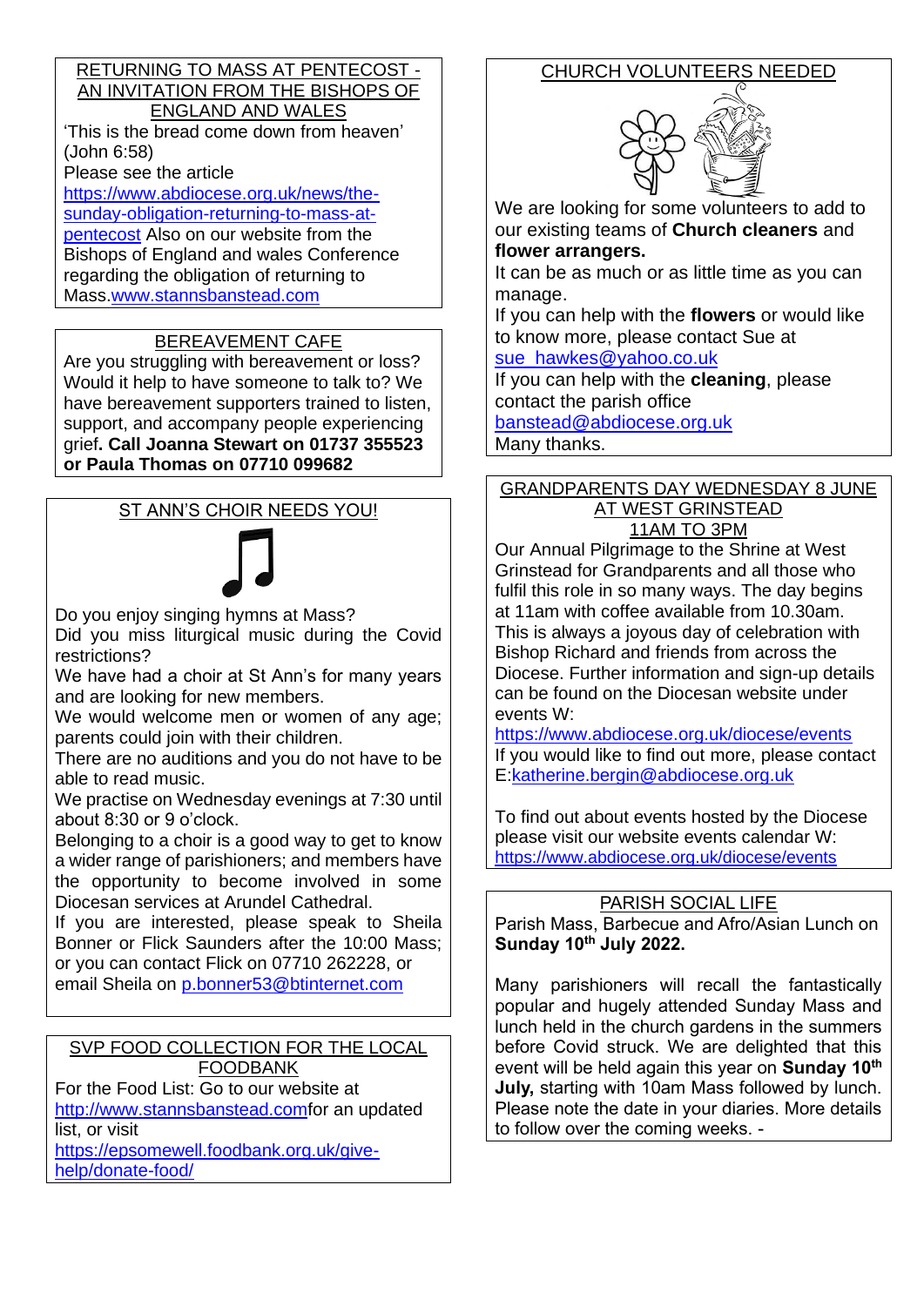## RETURNING TO MASS AT PENTECOST - AN INVITATION FROM THE BISHOPS OF ENGLAND AND WALES

'This is the bread come down from heaven' (John 6:58)
Please see the article https://www.abdiocese.org.uk/news/the-sunday-obligation-returning-to-mass-at-pentecost Also on our website from the Bishops of England and wales Conference regarding the obligation of returning to Mass.www.stannsbanstead.com

## BEREAVEMENT CAFE

Are you struggling with bereavement or loss? Would it help to have someone to talk to? We have bereavement supporters trained to listen, support, and accompany people experiencing grief**. Call Joanna Stewart on 01737 355523 or Paula Thomas on 07710 099682**

## ST ANN'S CHOIR NEEDS YOU!

Do you enjoy singing hymns at Mass?
Did you miss liturgical music during the Covid restrictions?
We have had a choir at St Ann's for many years and are looking for new members.
We would welcome men or women of any age; parents could join with their children.
There are no auditions and you do not have to be able to read music.
We practise on Wednesday evenings at 7:30 until about 8:30 or 9 o'clock.
Belonging to a choir is a good way to get to know a wider range of parishioners; and members have the opportunity to become involved in some Diocesan services at Arundel Cathedral.
If you are interested, please speak to Sheila Bonner or Flick Saunders after the 10:00 Mass; or you can contact Flick on 07710 262228, or email Sheila on p.bonner53@btinternet.com

## SVP FOOD COLLECTION FOR THE LOCAL FOODBANK

For the Food List: Go to our website at http://www.stannsbanstead.comfor an updated list, or visit https://epsomewell.foodbank.org.uk/give-help/donate-food/

## CHURCH VOLUNTEERS NEEDED

We are looking for some volunteers to add to our existing teams of **Church cleaners** and **flower arrangers.**
It can be as much or as little time as you can manage.
If you can help with the **flowers** or would like to know more, please contact Sue at sue_hawkes@yahoo.co.uk
If you can help with the **cleaning**, please contact the parish office banstead@abdiocese.org.uk
Many thanks.

## GRANDPARENTS DAY WEDNESDAY 8 JUNE AT WEST GRINSTEAD 11AM TO 3PM

Our Annual Pilgrimage to the Shrine at West Grinstead for Grandparents and all those who fulfil this role in so many ways. The day begins at 11am with coffee available from 10.30am. This is always a joyous day of celebration with Bishop Richard and friends from across the Diocese. Further information and sign-up details can be found on the Diocesan website under events W: https://www.abdiocese.org.uk/diocese/events
If you would like to find out more, please contact E:katherine.bergin@abdiocese.org.uk

To find out about events hosted by the Diocese please visit our website events calendar W: https://www.abdiocese.org.uk/diocese/events

## PARISH SOCIAL LIFE

Parish Mass, Barbecue and Afro/Asian Lunch on **Sunday 10th July 2022.**

Many parishioners will recall the fantastically popular and hugely attended Sunday Mass and lunch held in the church gardens in the summers before Covid struck. We are delighted that this event will be held again this year on **Sunday 10th July,** starting with 10am Mass followed by lunch. Please note the date in your diaries. More details to follow over the coming weeks. -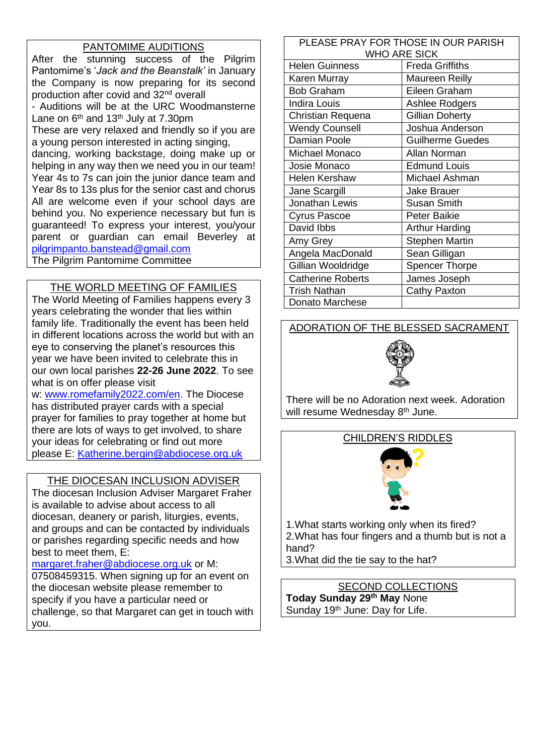## PANTOMIME AUDITIONS

After the stunning success of the Pilgrim Pantomime's '*Jack and the Beanstalk'* in January the Company is now preparing for its second production after covid and 32nd overall

- Auditions will be at the URC Woodmansterne Lane on 6th and 13th July at 7.30pm

These are very relaxed and friendly so if you are a young person interested in acting singing, dancing, working backstage, doing make up or helping in any way then we need you in our team! Year 4s to 7s can join the junior dance team and Year 8s to 13s plus for the senior cast and chorus All are welcome even if your school days are behind you. No experience necessary but fun is guaranteed! To express your interest, you/your parent or guardian can email Beverley at pilgrimpanto.banstead@gmail.com

The Pilgrim Pantomime Committee

## THE WORLD MEETING OF FAMILIES

The World Meeting of Families happens every 3 years celebrating the wonder that lies within family life. Traditionally the event has been held in different locations across the world but with an eye to conserving the planet's resources this year we have been invited to celebrate this in our own local parishes **22-26 June 2022**. To see what is on offer please visit w: www.romefamily2022.com/en. The Diocese has distributed prayer cards with a special prayer for families to pray together at home but there are lots of ways to get involved, to share your ideas for celebrating or find out more please E: Katherine.bergin@abdiocese.org.uk

## THE DIOCESAN INCLUSION ADVISER

The diocesan Inclusion Adviser Margaret Fraher is available to advise about access to all diocesan, deanery or parish, liturgies, events, and groups and can be contacted by individuals or parishes regarding specific needs and how best to meet them, E: margaret.fraher@abdiocese.org.uk or M: 07508459315. When signing up for an event on the diocesan website please remember to specify if you have a particular need or challenge, so that Margaret can get in touch with you.

## PLEASE PRAY FOR THOSE IN OUR PARISH WHO ARE SICK

| | |
|---|---|
| Helen Guinness | Freda Griffiths |
| Karen Murray | Maureen Reilly |
| Bob Graham | Eileen Graham |
| Indira Louis | Ashlee Rodgers |
| Christian Requena | Gillian Doherty |
| Wendy Counsell | Joshua Anderson |
| Damian Poole | Guilherme Guedes |
| Michael Monaco | Allan Norman |
| Josie Monaco | Edmund Louis |
| Helen Kershaw | Michael Ashman |
| Jane Scargill | Jake Brauer |
| Jonathan Lewis | Susan Smith |
| Cyrus Pascoe | Peter Baikie |
| David Ibbs | Arthur Harding |
| Amy Grey | Stephen Martin |
| Angela MacDonald | Sean Gilligan |
| Gillian Wooldridge | Spencer Thorpe |
| Catherine Roberts | James Joseph |
| Trish Nathan | Cathy Paxton |
| Donato Marchese | |

## ADORATION OF THE BLESSED SACRAMENT

There will be no Adoration next week. Adoration will resume Wednesday 8th June.

## CHILDREN'S RIDDLES

1.What starts working only when its fired?
2.What has four fingers and a thumb but is not a hand?
3.What did the tie say to the hat?

## SECOND COLLECTIONS

**Today Sunday 29th May** None
Sunday 19th June: Day for Life.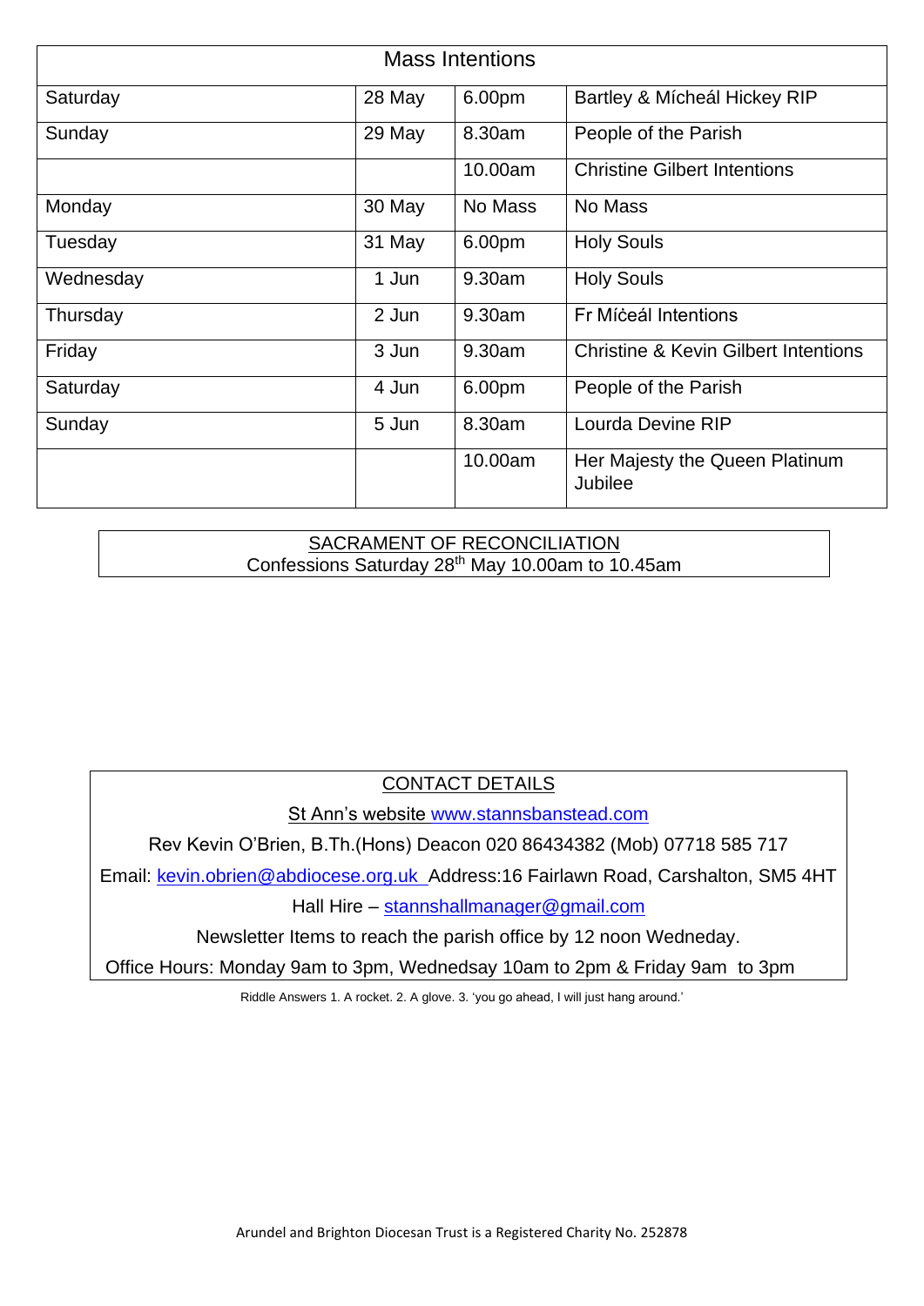## Mass Intentions

| | | | |
|---|---|---|---|
| Saturday | 28 May | 6.00pm | Bartley & Mícheál Hickey RIP |
| Sunday | 29 May | 8.30am | People of the Parish |
| | | 10.00am | Christine Gilbert Intentions |
| Monday | 30 May | No Mass | No Mass |
| Tuesday | 31 May | 6.00pm | Holy Souls |
| Wednesday | 1 Jun | 9.30am | Holy Souls |
| Thursday | 2 Jun | 9.30am | Fr Míċeál Intentions |
| Friday | 3 Jun | 9.30am | Christine & Kevin Gilbert Intentions |
| Saturday | 4 Jun | 6.00pm | People of the Parish |
| Sunday | 5 Jun | 8.30am | Lourda Devine RIP |
| | | 10.00am | Her Majesty the Queen Platinum Jubilee |

SACRAMENT OF RECONCILIATION

Confessions Saturday 28th May 10.00am to 10.45am

CONTACT DETAILS

St Ann's website www.stannsbanstead.com

Rev Kevin O'Brien, B.Th.(Hons) Deacon 020 86434382 (Mob) 07718 585 717

Email: kevin.obrien@abdiocese.org.uk Address:16 Fairlawn Road, Carshalton, SM5 4HT

Hall Hire – stannshallmanager@gmail.com

Newsletter Items to reach the parish office by 12 noon Wedneday.

Office Hours: Monday 9am to 3pm, Wednedsay 10am to 2pm & Friday 9am to 3pm

Riddle Answers 1. A rocket. 2. A glove. 3. 'you go ahead, I will just hang around.'

Arundel and Brighton Diocesan Trust is a Registered Charity No. 252878